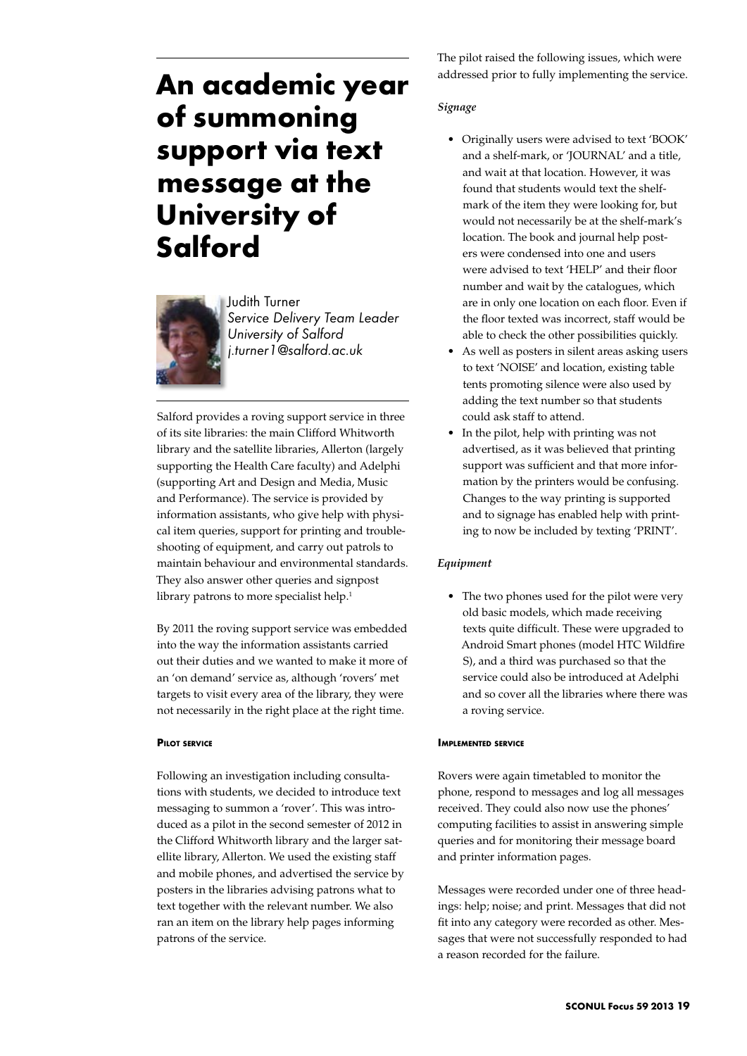# An academic year of summoning support via text message at the University of Salford

Judith Turner
*Service Delivery Team Leader*
*University of Salford*
*j.turner1@salford.ac.uk*

Salford provides a roving support service in three of its site libraries: the main Clifford Whitworth library and the satellite libraries, Allerton (largely supporting the Health Care faculty) and Adelphi (supporting Art and Design and Media, Music and Performance). The service is provided by information assistants, who give help with physical item queries, support for printing and troubleshooting of equipment, and carry out patrols to maintain behaviour and environmental standards. They also answer other queries and signpost library patrons to more specialist help.[1]

By 2011 the roving support service was embedded into the way the information assistants carried out their duties and we wanted to make it more of an 'on demand' service as, although 'rovers' met targets to visit every area of the library, they were not necessarily in the right place at the right time.

## Pilot service

Following an investigation including consultations with students, we decided to introduce text messaging to summon a 'rover'. This was introduced as a pilot in the second semester of 2012 in the Clifford Whitworth library and the larger satellite library, Allerton. We used the existing staff and mobile phones, and advertised the service by posters in the libraries advising patrons what to text together with the relevant number. We also ran an item on the library help pages informing patrons of the service.

The pilot raised the following issues, which were addressed prior to fully implementing the service.

### *Signage*

- Originally users were advised to text 'BOOK' and a shelf-mark, or 'JOURNAL' and a title, and wait at that location. However, it was found that students would text the shelf-mark of the item they were looking for, but would not necessarily be at the shelf-mark's location. The book and journal help posters were condensed into one and users were advised to text 'HELP' and their floor number and wait by the catalogues, which are in only one location on each floor. Even if the floor texted was incorrect, staff would be able to check the other possibilities quickly.
- As well as posters in silent areas asking users to text 'NOISE' and location, existing table tents promoting silence were also used by adding the text number so that students could ask staff to attend.
- In the pilot, help with printing was not advertised, as it was believed that printing support was sufficient and that more information by the printers would be confusing. Changes to the way printing is supported and to signage has enabled help with printing to now be included by texting 'PRINT'.

### *Equipment*

- The two phones used for the pilot were very old basic models, which made receiving texts quite difficult. These were upgraded to Android Smart phones (model HTC Wildfire S), and a third was purchased so that the service could also be introduced at Adelphi and so cover all the libraries where there was a roving service.

## Implemented service

Rovers were again timetabled to monitor the phone, respond to messages and log all messages received. They could also now use the phones' computing facilities to assist in answering simple queries and for monitoring their message board and printer information pages.

Messages were recorded under one of three headings: help; noise; and print. Messages that did not fit into any category were recorded as other. Messages that were not successfully responded to had a reason recorded for the failure.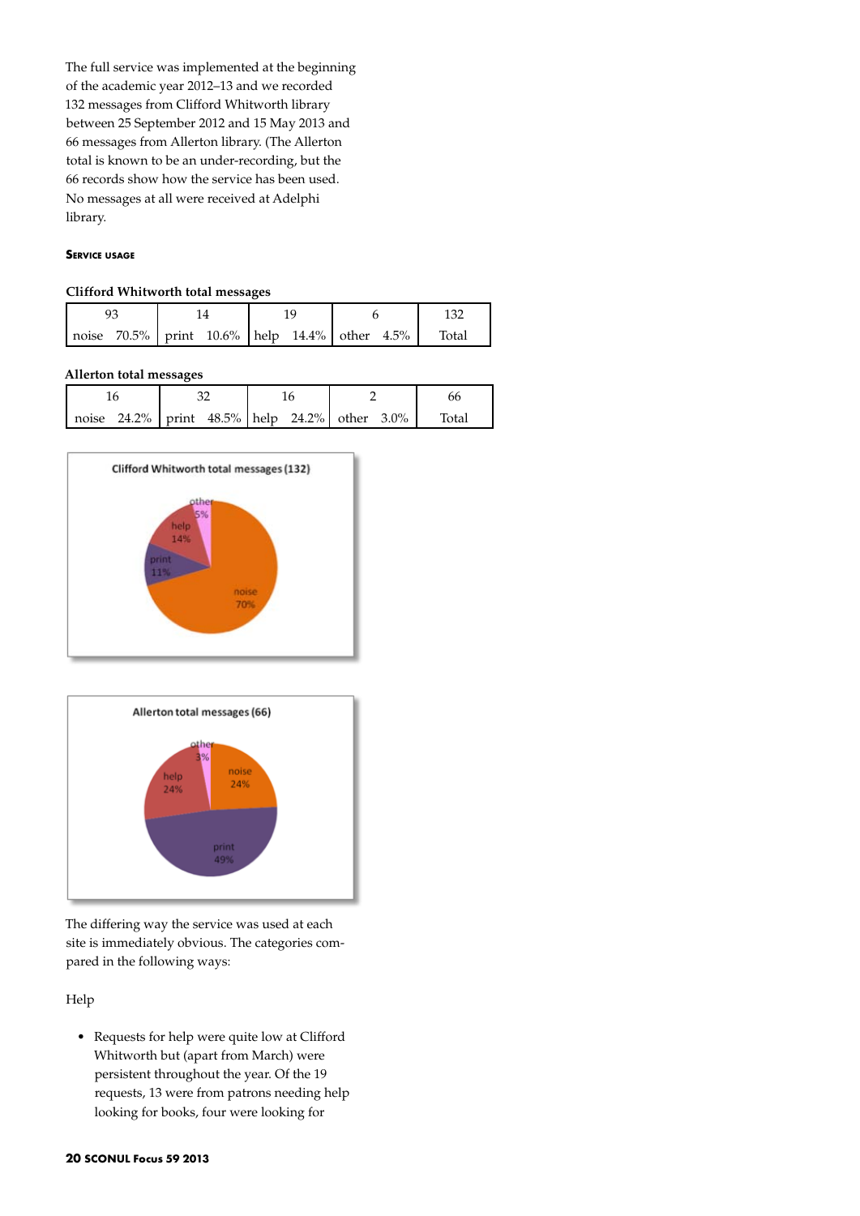The full service was implemented at the beginning of the academic year 2012–13 and we recorded 132 messages from Clifford Whitworth library between 25 September 2012 and 15 May 2013 and 66 messages from Allerton library. (The Allerton total is known to be an under-recording, but the 66 records show how the service has been used. No messages at all were received at Adelphi library.

#### Service usage

**Clifford Whitworth total messages**

| 93 | 14 | 19 | 6 | 132 |
|---|---|---|---|---|
| noise 70.5% | print 10.6% | help 14.4% | other 4.5% | Total |

**Allerton total messages**

| 16 | 32 | 16 | 2 | 66 |
|---|---|---|---|---|
| noise 24.2% | print 48.5% | help 24.2% | other 3.0% | Total |

**Clifford Whitworth total messages (132)**

| Category | Share |
|---|---|
| noise | 70% |
| print | 11% |
| help | 14% |
| other | 5% |

**Allerton total messages (66)**

| Category | Share |
|---|---|
| noise | 24% |
| print | 49% |
| help | 24% |
| other | 3% |

The differing way the service was used at each site is immediately obvious. The categories compared in the following ways:

Help

- Requests for help were quite low at Clifford Whitworth but (apart from March) were persistent throughout the year. Of the 19 requests, 13 were from patrons needing help looking for books, four were looking for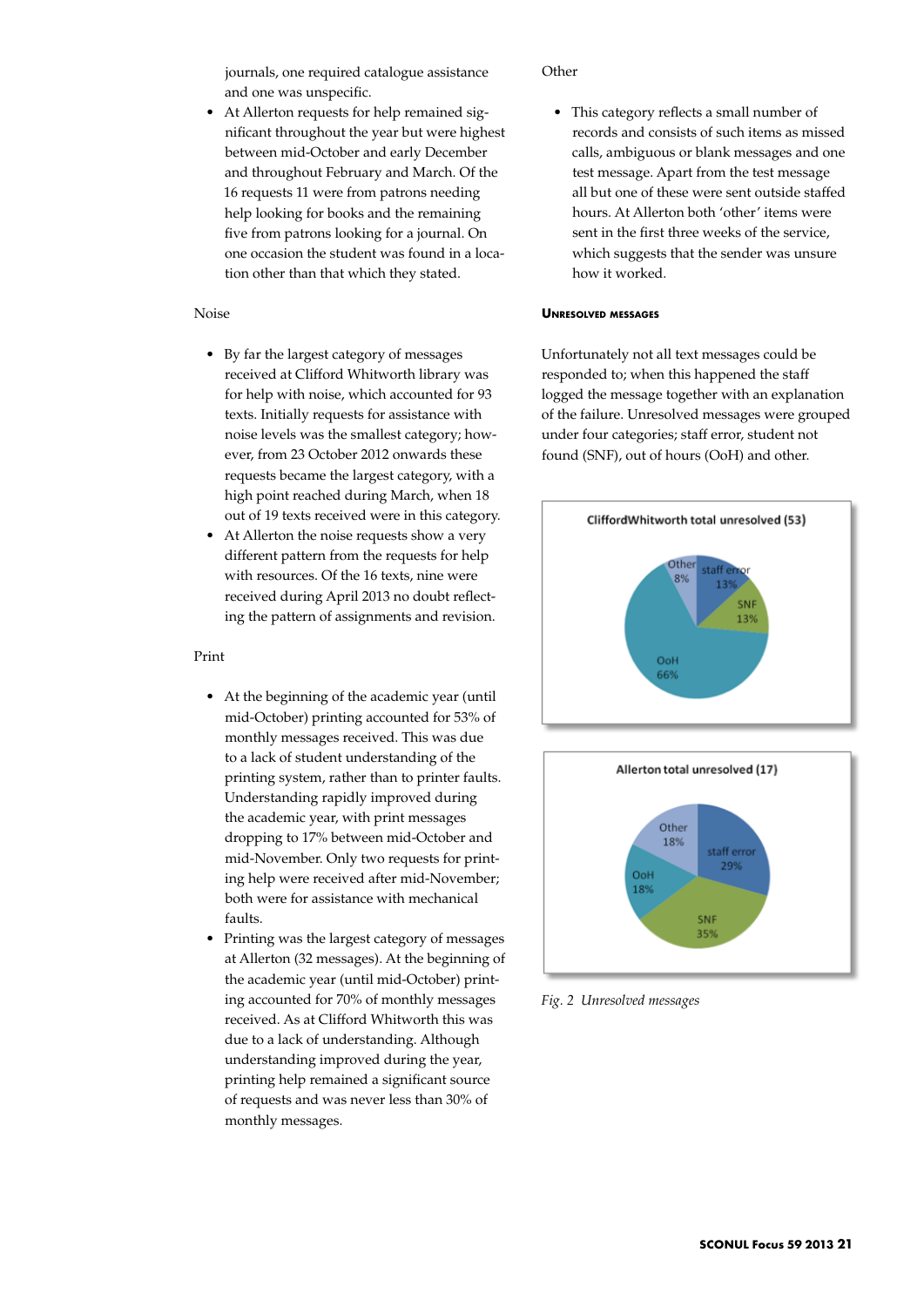journals, one required catalogue assistance and one was unspecific.

- At Allerton requests for help remained significant throughout the year but were highest between mid-October and early December and throughout February and March. Of the 16 requests 11 were from patrons needing help looking for books and the remaining five from patrons looking for a journal. On one occasion the student was found in a location other than that which they stated.

Noise

- By far the largest category of messages received at Clifford Whitworth library was for help with noise, which accounted for 93 texts. Initially requests for assistance with noise levels was the smallest category; however, from 23 October 2012 onwards these requests became the largest category, with a high point reached during March, when 18 out of 19 texts received were in this category.
- At Allerton the noise requests show a very different pattern from the requests for help with resources. Of the 16 texts, nine were received during April 2013 no doubt reflecting the pattern of assignments and revision.

Print

- At the beginning of the academic year (until mid-October) printing accounted for 53% of monthly messages received. This was due to a lack of student understanding of the printing system, rather than to printer faults. Understanding rapidly improved during the academic year, with print messages dropping to 17% between mid-October and mid-November. Only two requests for printing help were received after mid-November; both were for assistance with mechanical faults.
- Printing was the largest category of messages at Allerton (32 messages). At the beginning of the academic year (until mid-October) printing accounted for 70% of monthly messages received. As at Clifford Whitworth this was due to a lack of understanding. Although understanding improved during the year, printing help remained a significant source of requests and was never less than 30% of monthly messages.

Other

- This category reflects a small number of records and consists of such items as missed calls, ambiguous or blank messages and one test message. Apart from the test message all but one of these were sent outside staffed hours. At Allerton both 'other' items were sent in the first three weeks of the service, which suggests that the sender was unsure how it worked.

#### Unresolved messages

Unfortunately not all text messages could be responded to; when this happened the staff logged the message together with an explanation of the failure. Unresolved messages were grouped under four categories; staff error, student not found (SNF), out of hours (OoH) and other.

CliffordWhitworth total unresolved (53)

| Category | Percentage |
|---|---|
| Other | 8% |
| staff error | 13% |
| SNF | 13% |
| OoH | 66% |

Allerton total unresolved (17)

| Category | Percentage |
|---|---|
| Other | 18% |
| staff error | 29% |
| SNF | 35% |
| OoH | 18% |

*Fig. 2 Unresolved messages*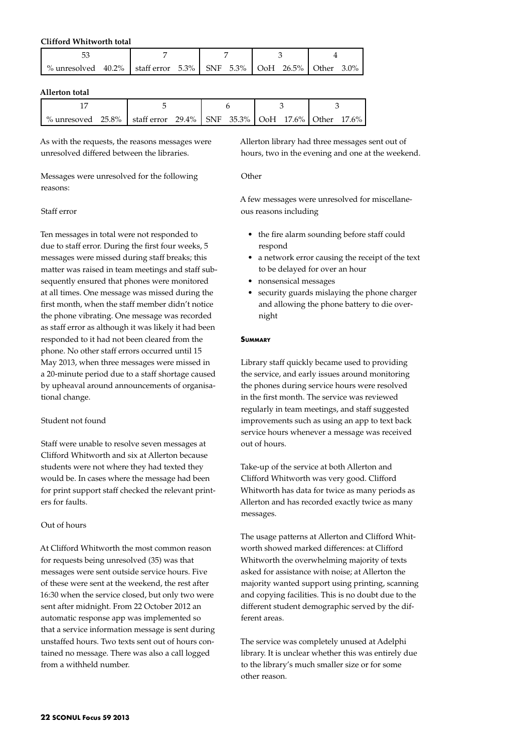**Clifford Whitworth total**

| 53 | | 7 | | 7 | | 3 | | 4 | |
|---|---|---|---|---|---|---|---|---|---|
| % unresolved | 40.2% | staff error | 5.3% | SNF | 5.3% | OoH | 26.5% | Other | 3.0% |

**Allerton total**

| 17 | | 5 | | 6 | | 3 | | 3 | |
|---|---|---|---|---|---|---|---|---|---|
| % unresoved | 25.8% | staff error | 29.4% | SNF | 35.3% | OoH | 17.6% | Other | 17.6% |

As with the requests, the reasons messages were unresolved differed between the libraries.

Messages were unresolved for the following reasons:

Staff error

Ten messages in total were not responded to due to staff error. During the first four weeks, 5 messages were missed during staff breaks; this matter was raised in team meetings and staff subsequently ensured that phones were monitored at all times. One message was missed during the first month, when the staff member didn't notice the phone vibrating. One message was recorded as staff error as although it was likely it had been responded to it had not been cleared from the phone. No other staff errors occurred until 15 May 2013, when three messages were missed in a 20-minute period due to a staff shortage caused by upheaval around announcements of organisational change.

Student not found

Staff were unable to resolve seven messages at Clifford Whitworth and six at Allerton because students were not where they had texted they would be. In cases where the message had been for print support staff checked the relevant printers for faults.

Out of hours

At Clifford Whitworth the most common reason for requests being unresolved (35) was that messages were sent outside service hours. Five of these were sent at the weekend, the rest after 16:30 when the service closed, but only two were sent after midnight. From 22 October 2012 an automatic response app was implemented so that a service information message is sent during unstaffed hours. Two texts sent out of hours contained no message. There was also a call logged from a withheld number.

Allerton library had three messages sent out of hours, two in the evening and one at the weekend.

Other

A few messages were unresolved for miscellaneous reasons including

- the fire alarm sounding before staff could respond
- a network error causing the receipt of the text to be delayed for over an hour
- nonsensical messages
- security guards mislaying the phone charger and allowing the phone battery to die overnight

### Summary

Library staff quickly became used to providing the service, and early issues around monitoring the phones during service hours were resolved in the first month. The service was reviewed regularly in team meetings, and staff suggested improvements such as using an app to text back service hours whenever a message was received out of hours.

Take-up of the service at both Allerton and Clifford Whitworth was very good. Clifford Whitworth has data for twice as many periods as Allerton and has recorded exactly twice as many messages.

The usage patterns at Allerton and Clifford Whitworth showed marked differences: at Clifford Whitworth the overwhelming majority of texts asked for assistance with noise; at Allerton the majority wanted support using printing, scanning and copying facilities. This is no doubt due to the different student demographic served by the different areas.

The service was completely unused at Adelphi library. It is unclear whether this was entirely due to the library's much smaller size or for some other reason.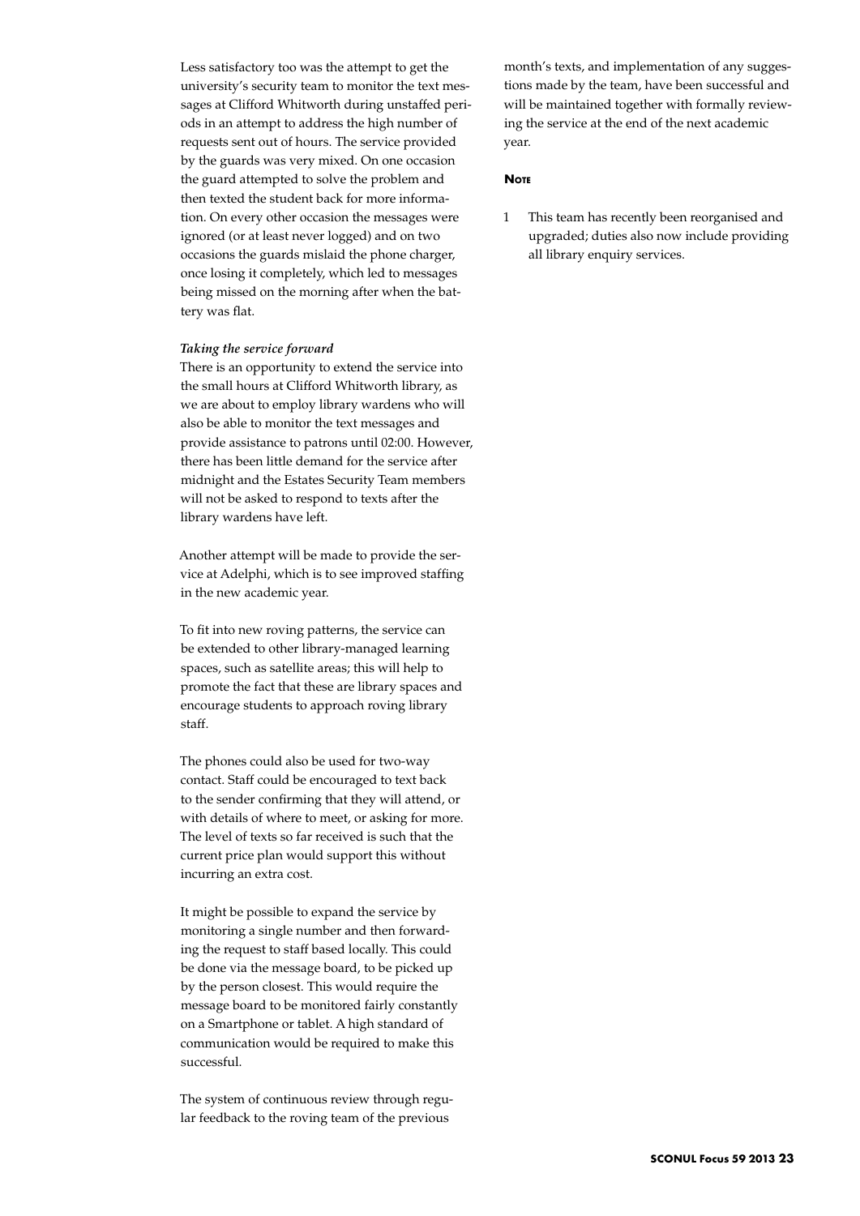Less satisfactory too was the attempt to get the university's security team to monitor the text messages at Clifford Whitworth during unstaffed periods in an attempt to address the high number of requests sent out of hours. The service provided by the guards was very mixed. On one occasion the guard attempted to solve the problem and then texted the student back for more information. On every other occasion the messages were ignored (or at least never logged) and on two occasions the guards mislaid the phone charger, once losing it completely, which led to messages being missed on the morning after when the battery was flat.

### *Taking the service forward*

There is an opportunity to extend the service into the small hours at Clifford Whitworth library, as we are about to employ library wardens who will also be able to monitor the text messages and provide assistance to patrons until 02:00. However, there has been little demand for the service after midnight and the Estates Security Team members will not be asked to respond to texts after the library wardens have left.

Another attempt will be made to provide the service at Adelphi, which is to see improved staffing in the new academic year.

To fit into new roving patterns, the service can be extended to other library-managed learning spaces, such as satellite areas; this will help to promote the fact that these are library spaces and encourage students to approach roving library staff.

The phones could also be used for two-way contact. Staff could be encouraged to text back to the sender confirming that they will attend, or with details of where to meet, or asking for more. The level of texts so far received is such that the current price plan would support this without incurring an extra cost.

It might be possible to expand the service by monitoring a single number and then forwarding the request to staff based locally. This could be done via the message board, to be picked up by the person closest. This would require the message board to be monitored fairly constantly on a Smartphone or tablet. A high standard of communication would be required to make this successful.

The system of continuous review through regular feedback to the roving team of the previous month's texts, and implementation of any suggestions made by the team, have been successful and will be maintained together with formally reviewing the service at the end of the next academic year.

## Note

1 This team has recently been reorganised and upgraded; duties also now include providing all library enquiry services.